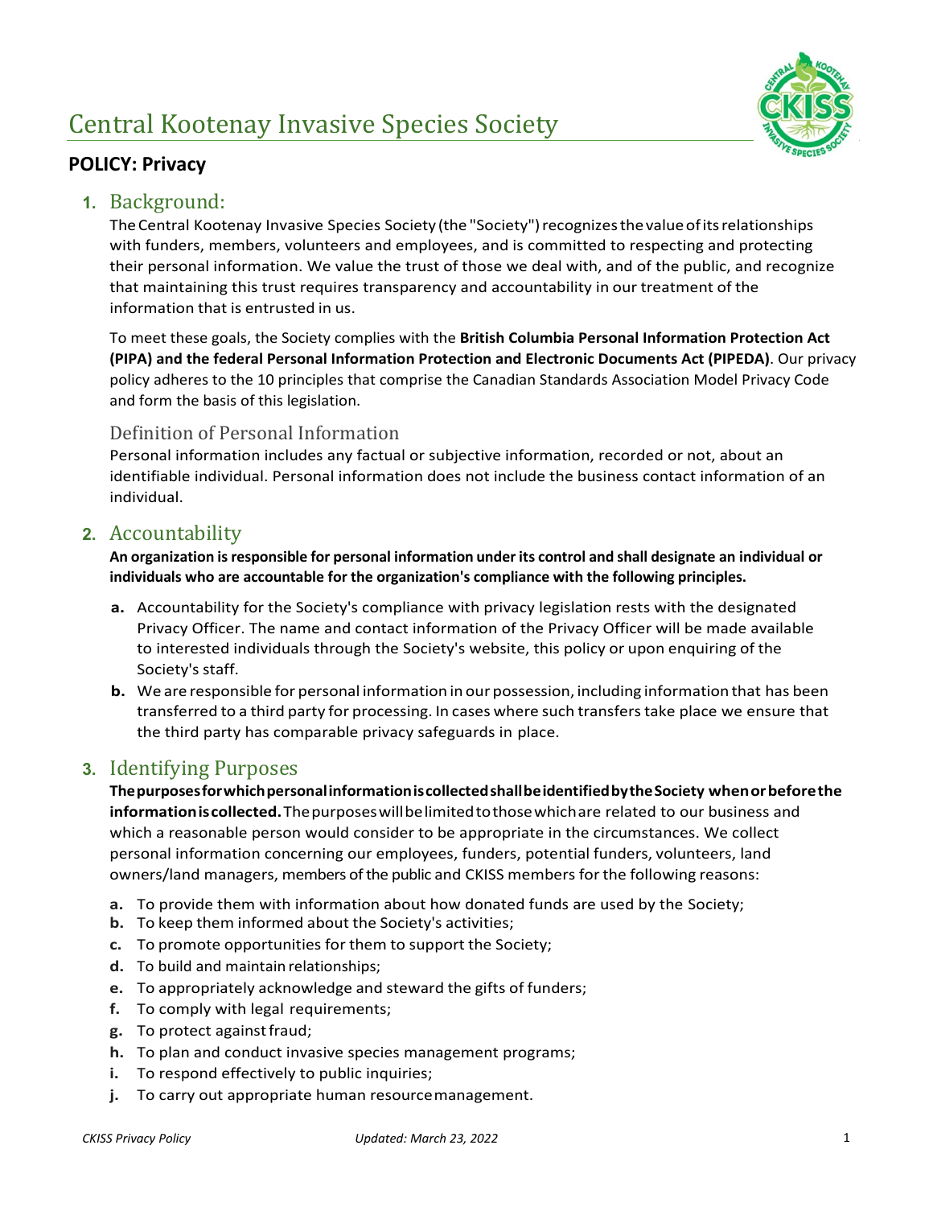# Central Kootenay Invasive Species Society

## POLICY: Privacy

### 1. Background:

The Central Kootenay Invasive Species Society (the "Society") recognizes the value of its relationships with funders, members, volunteers and employees, and is committed to respecting and protecting their personal information. We value the trust of those we deal with, and of the public, and recognize that maintaining this trust requires transparency and accountability in our treatment of the information that is entrusted in us.

To meet these goals, the Society complies with the **British Columbia Personal Information Protection Act (PIPA) and the federal Personal Information Protection and Electronic Documents Act (PIPEDA)**. Our privacy policy adheres to the 10 principles that comprise the Canadian Standards Association Model Privacy Code and form the basis of this legislation.

#### Definition of Personal Information

Personal information includes any factual or subjective information, recorded or not, about an identifiable individual. Personal information does not include the business contact information of an individual.

### 2. Accountability

**An organization is responsible for personal information under its control and shall designate an individual or individuals who are accountable for the organization's compliance with the following principles.**

- **a.** Accountability for the Society's compliance with privacy legislation rests with the designated Privacy Officer. The name and contact information of the Privacy Officer will be made available to interested individuals through the Society's website, this policy or upon enquiring of the Society's staff.
- **b.** We are responsible for personal information in our possession, including information that has been transferred to a third party for processing. In cases where such transfers take place we ensure that the third party has comparable privacy safeguards in place.

### 3. Identifying Purposes

**The purposes for which personal information is collected shall be identified by the Society when or before the information is collected.** The purposes will be limited to those which are related to our business and which a reasonable person would consider to be appropriate in the circumstances. We collect personal information concerning our employees, funders, potential funders, volunteers, land owners/land managers, members of the public and CKISS members for the following reasons:

- **a.** To provide them with information about how donated funds are used by the Society;
- **b.** To keep them informed about the Society's activities;
- **c.** To promote opportunities for them to support the Society;
- **d.** To build and maintain relationships;
- **e.** To appropriately acknowledge and steward the gifts of funders;
- **f.** To comply with legal requirements;
- **g.** To protect against fraud;
- **h.** To plan and conduct invasive species management programs;
- **i.** To respond effectively to public inquiries;
- **j.** To carry out appropriate human resource management.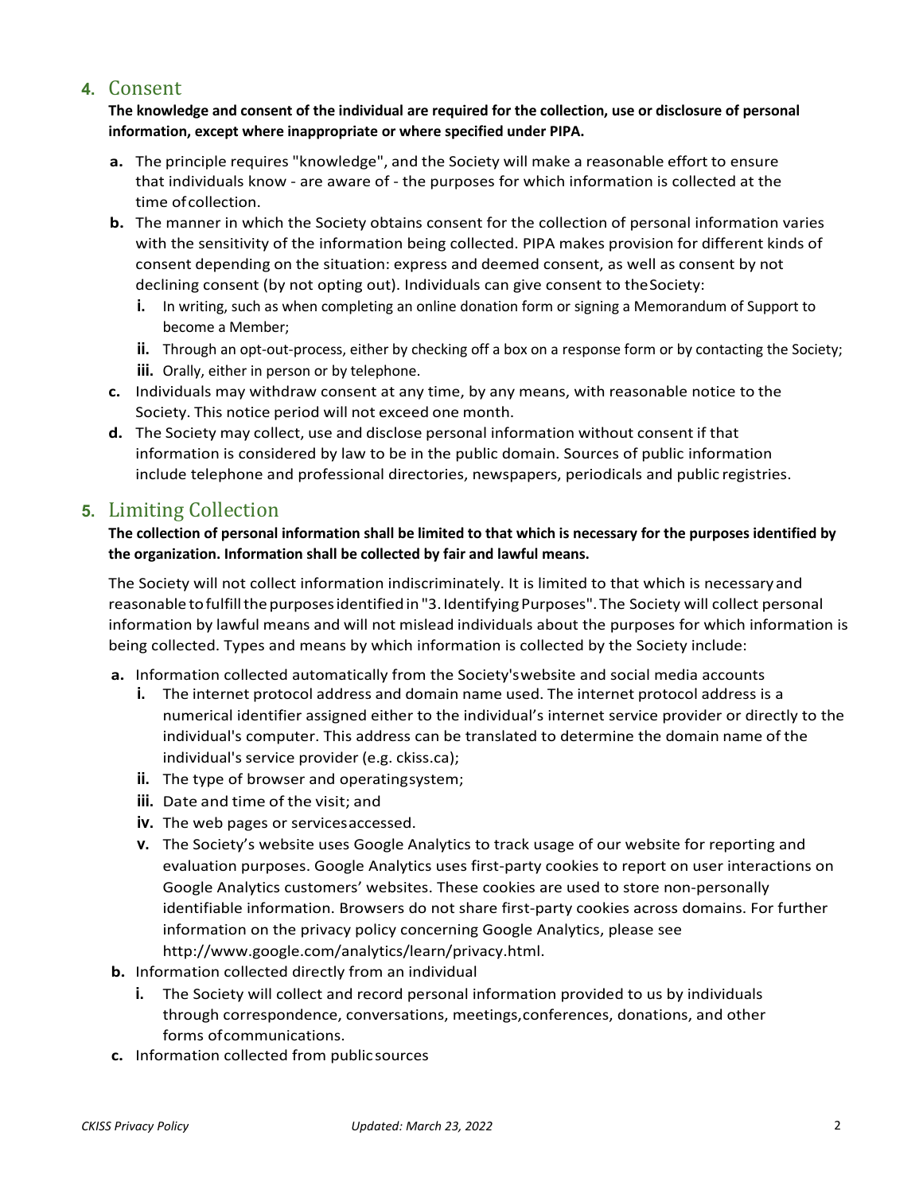## 4. Consent

**The knowledge and consent of the individual are required for the collection, use or disclosure of personal information, except where inappropriate or where specified under PIPA.**

- **a.** The principle requires "knowledge", and the Society will make a reasonable effort to ensure that individuals know - are aware of - the purposes for which information is collected at the time of collection.
- **b.** The manner in which the Society obtains consent for the collection of personal information varies with the sensitivity of the information being collected. PIPA makes provision for different kinds of consent depending on the situation: express and deemed consent, as well as consent by not declining consent (by not opting out). Individuals can give consent to the Society:
  - **i.** In writing, such as when completing an online donation form or signing a Memorandum of Support to become a Member;
  - **ii.** Through an opt-out-process, either by checking off a box on a response form or by contacting the Society;
  - **iii.** Orally, either in person or by telephone.
- **c.** Individuals may withdraw consent at any time, by any means, with reasonable notice to the Society. This notice period will not exceed one month.
- **d.** The Society may collect, use and disclose personal information without consent if that information is considered by law to be in the public domain. Sources of public information include telephone and professional directories, newspapers, periodicals and public registries.

## 5. Limiting Collection

**The collection of personal information shall be limited to that which is necessary for the purposes identified by the organization. Information shall be collected by fair and lawful means.**

The Society will not collect information indiscriminately. It is limited to that which is necessary and reasonable to fulfill the purposes identified in "3. Identifying Purposes". The Society will collect personal information by lawful means and will not mislead individuals about the purposes for which information is being collected. Types and means by which information is collected by the Society include:

- **a.** Information collected automatically from the Society's website and social media accounts
  - **i.** The internet protocol address and domain name used. The internet protocol address is a numerical identifier assigned either to the individual's internet service provider or directly to the individual's computer. This address can be translated to determine the domain name of the individual's service provider (e.g. ckiss.ca);
  - **ii.** The type of browser and operating system;
  - **iii.** Date and time of the visit; and
  - **iv.** The web pages or services accessed.
  - **v.** The Society's website uses Google Analytics to track usage of our website for reporting and evaluation purposes. Google Analytics uses first-party cookies to report on user interactions on Google Analytics customers' websites. These cookies are used to store non-personally identifiable information. Browsers do not share first-party cookies across domains. For further information on the privacy policy concerning Google Analytics, please see http://www.google.com/analytics/learn/privacy.html.
- **b.** Information collected directly from an individual
  - **i.** The Society will collect and record personal information provided to us by individuals through correspondence, conversations, meetings, conferences, donations, and other forms of communications.
- **c.** Information collected from public sources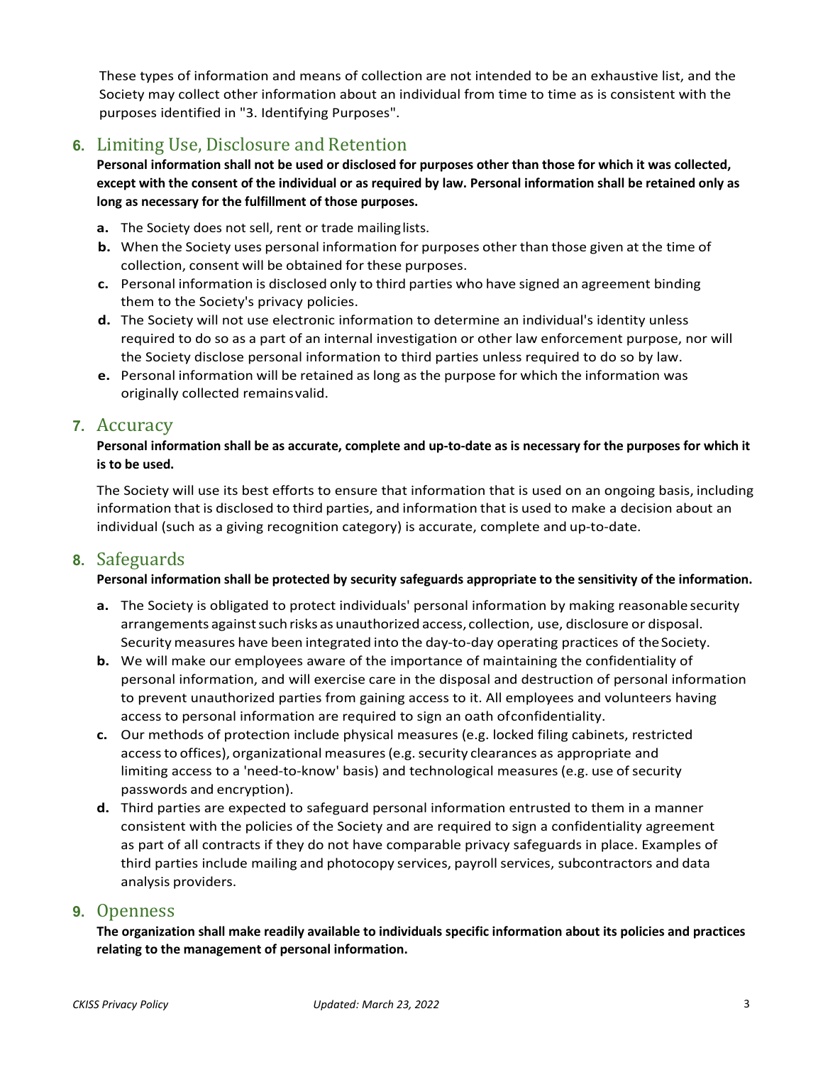These types of information and means of collection are not intended to be an exhaustive list, and the Society may collect other information about an individual from time to time as is consistent with the purposes identified in "3. Identifying Purposes".

## 6. Limiting Use, Disclosure and Retention

**Personal information shall not be used or disclosed for purposes other than those for which it was collected, except with the consent of the individual or as required by law. Personal information shall be retained only as long as necessary for the fulfillment of those purposes.**

- **a.** The Society does not sell, rent or trade mailing lists.
- **b.** When the Society uses personal information for purposes other than those given at the time of collection, consent will be obtained for these purposes.
- **c.** Personal information is disclosed only to third parties who have signed an agreement binding them to the Society's privacy policies.
- **d.** The Society will not use electronic information to determine an individual's identity unless required to do so as a part of an internal investigation or other law enforcement purpose, nor will the Society disclose personal information to third parties unless required to do so by law.
- **e.** Personal information will be retained as long as the purpose for which the information was originally collected remains valid.

## 7. Accuracy

**Personal information shall be as accurate, complete and up-to-date as is necessary for the purposes for which it is to be used.**

The Society will use its best efforts to ensure that information that is used on an ongoing basis, including information that is disclosed to third parties, and information that is used to make a decision about an individual (such as a giving recognition category) is accurate, complete and up-to-date.

## 8. Safeguards

**Personal information shall be protected by security safeguards appropriate to the sensitivity of the information.**

- **a.** The Society is obligated to protect individuals' personal information by making reasonable security arrangements against such risks as unauthorized access, collection, use, disclosure or disposal. Security measures have been integrated into the day-to-day operating practices of the Society.
- **b.** We will make our employees aware of the importance of maintaining the confidentiality of personal information, and will exercise care in the disposal and destruction of personal information to prevent unauthorized parties from gaining access to it. All employees and volunteers having access to personal information are required to sign an oath of confidentiality.
- **c.** Our methods of protection include physical measures (e.g. locked filing cabinets, restricted access to offices), organizational measures (e.g. security clearances as appropriate and limiting access to a 'need-to-know' basis) and technological measures (e.g. use of security passwords and encryption).
- **d.** Third parties are expected to safeguard personal information entrusted to them in a manner consistent with the policies of the Society and are required to sign a confidentiality agreement as part of all contracts if they do not have comparable privacy safeguards in place. Examples of third parties include mailing and photocopy services, payroll services, subcontractors and data analysis providers.

## 9. Openness

**The organization shall make readily available to individuals specific information about its policies and practices relating to the management of personal information.**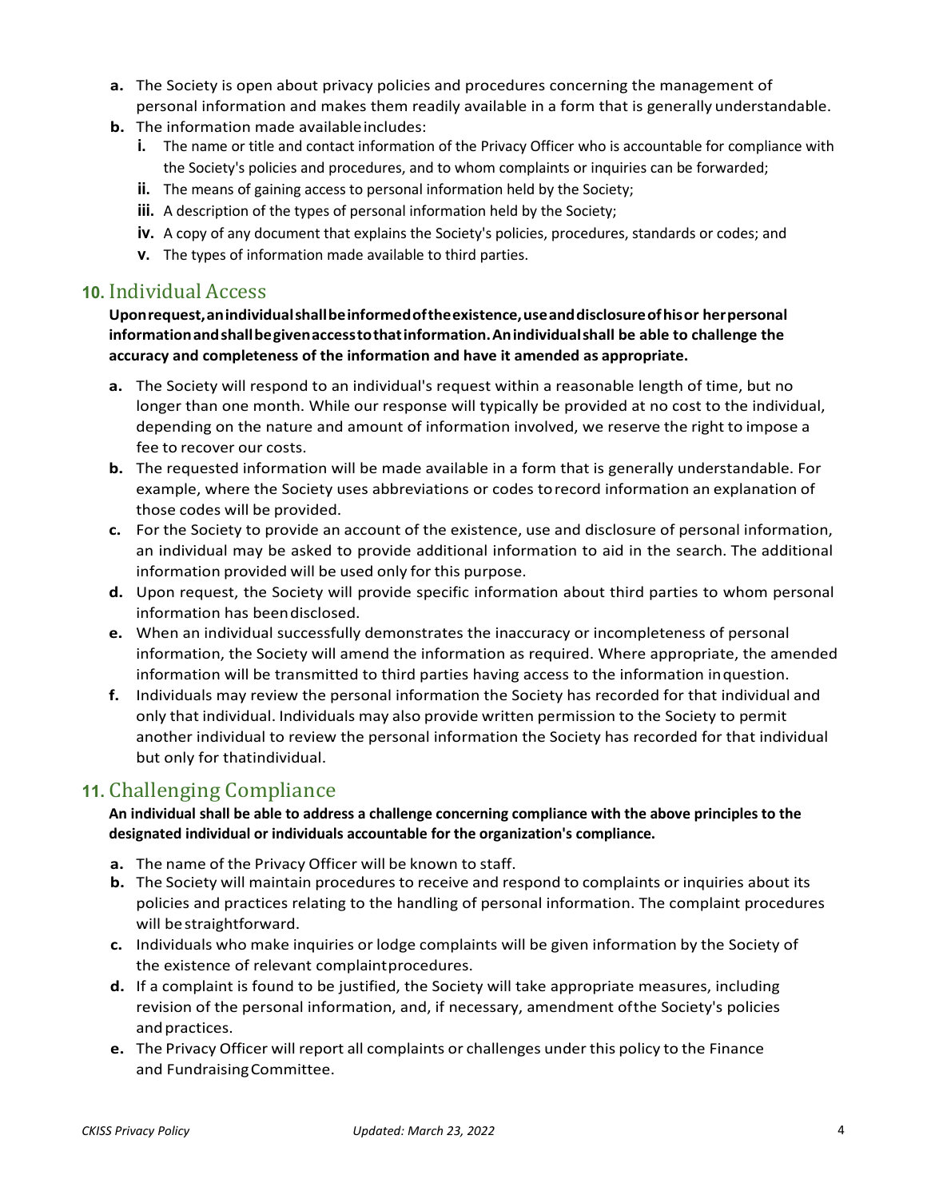a. The Society is open about privacy policies and procedures concerning the management of personal information and makes them readily available in a form that is generally understandable.
b. The information made available includes:
   i. The name or title and contact information of the Privacy Officer who is accountable for compliance with the Society's policies and procedures, and to whom complaints or inquiries can be forwarded;
   ii. The means of gaining access to personal information held by the Society;
   iii. A description of the types of personal information held by the Society;
   iv. A copy of any document that explains the Society's policies, procedures, standards or codes; and
   v. The types of information made available to third parties.

## 10. Individual Access

**Upon request, an individual shall be informed of the existence, use and disclosure of his or her personal information and shall be given access to that information. An individual shall be able to challenge the accuracy and completeness of the information and have it amended as appropriate.**

a. The Society will respond to an individual's request within a reasonable length of time, but no longer than one month. While our response will typically be provided at no cost to the individual, depending on the nature and amount of information involved, we reserve the right to impose a fee to recover our costs.
b. The requested information will be made available in a form that is generally understandable. For example, where the Society uses abbreviations or codes to record information an explanation of those codes will be provided.
c. For the Society to provide an account of the existence, use and disclosure of personal information, an individual may be asked to provide additional information to aid in the search. The additional information provided will be used only for this purpose.
d. Upon request, the Society will provide specific information about third parties to whom personal information has been disclosed.
e. When an individual successfully demonstrates the inaccuracy or incompleteness of personal information, the Society will amend the information as required. Where appropriate, the amended information will be transmitted to third parties having access to the information in question.
f. Individuals may review the personal information the Society has recorded for that individual and only that individual. Individuals may also provide written permission to the Society to permit another individual to review the personal information the Society has recorded for that individual but only for that individual.

## 11. Challenging Compliance

**An individual shall be able to address a challenge concerning compliance with the above principles to the designated individual or individuals accountable for the organization's compliance.**

a. The name of the Privacy Officer will be known to staff.
b. The Society will maintain procedures to receive and respond to complaints or inquiries about its policies and practices relating to the handling of personal information. The complaint procedures will be straightforward.
c. Individuals who make inquiries or lodge complaints will be given information by the Society of the existence of relevant complaint procedures.
d. If a complaint is found to be justified, the Society will take appropriate measures, including revision of the personal information, and, if necessary, amendment of the Society's policies and practices.
e. The Privacy Officer will report all complaints or challenges under this policy to the Finance and Fundraising Committee.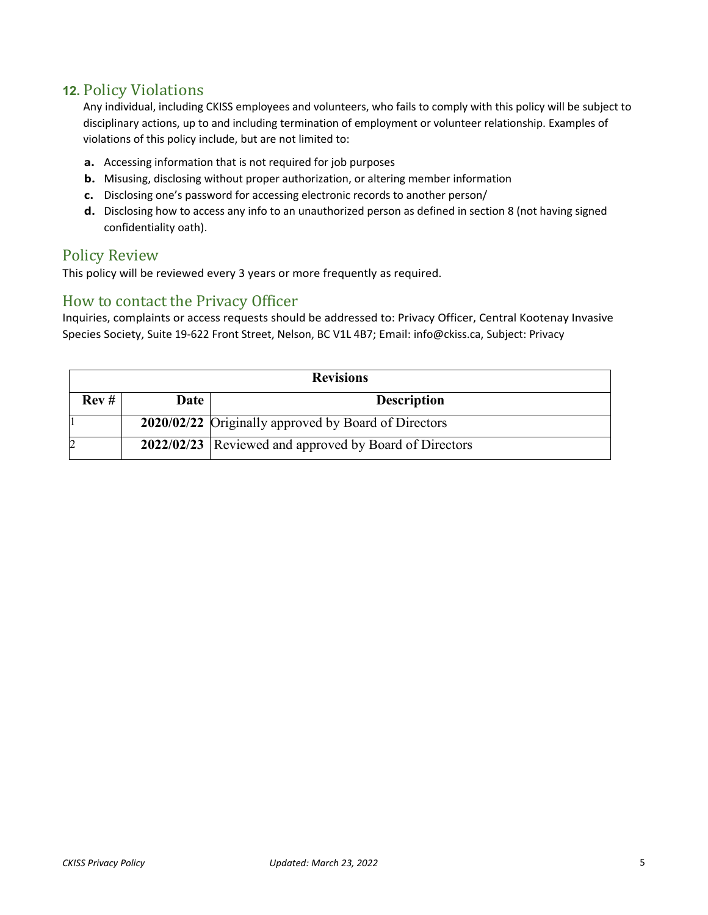## 12. Policy Violations

Any individual, including CKISS employees and volunteers, who fails to comply with this policy will be subject to disciplinary actions, up to and including termination of employment or volunteer relationship. Examples of violations of this policy include, but are not limited to:

- **a.** Accessing information that is not required for job purposes
- **b.** Misusing, disclosing without proper authorization, or altering member information
- **c.** Disclosing one's password for accessing electronic records to another person/
- **d.** Disclosing how to access any info to an unauthorized person as defined in section 8 (not having signed confidentiality oath).

## Policy Review

This policy will be reviewed every 3 years or more frequently as required.

## How to contact the Privacy Officer

Inquiries, complaints or access requests should be addressed to: Privacy Officer, Central Kootenay Invasive Species Society, Suite 19-622 Front Street, Nelson, BC V1L 4B7; Email: info@ckiss.ca, Subject: Privacy

| Revisions | | |
|---|---|---|
| **Rev #** | **Date** | **Description** |
| 1 | **2020/02/22** | Originally approved by Board of Directors |
| 2 | **2022/02/23** | Reviewed and approved by Board of Directors |